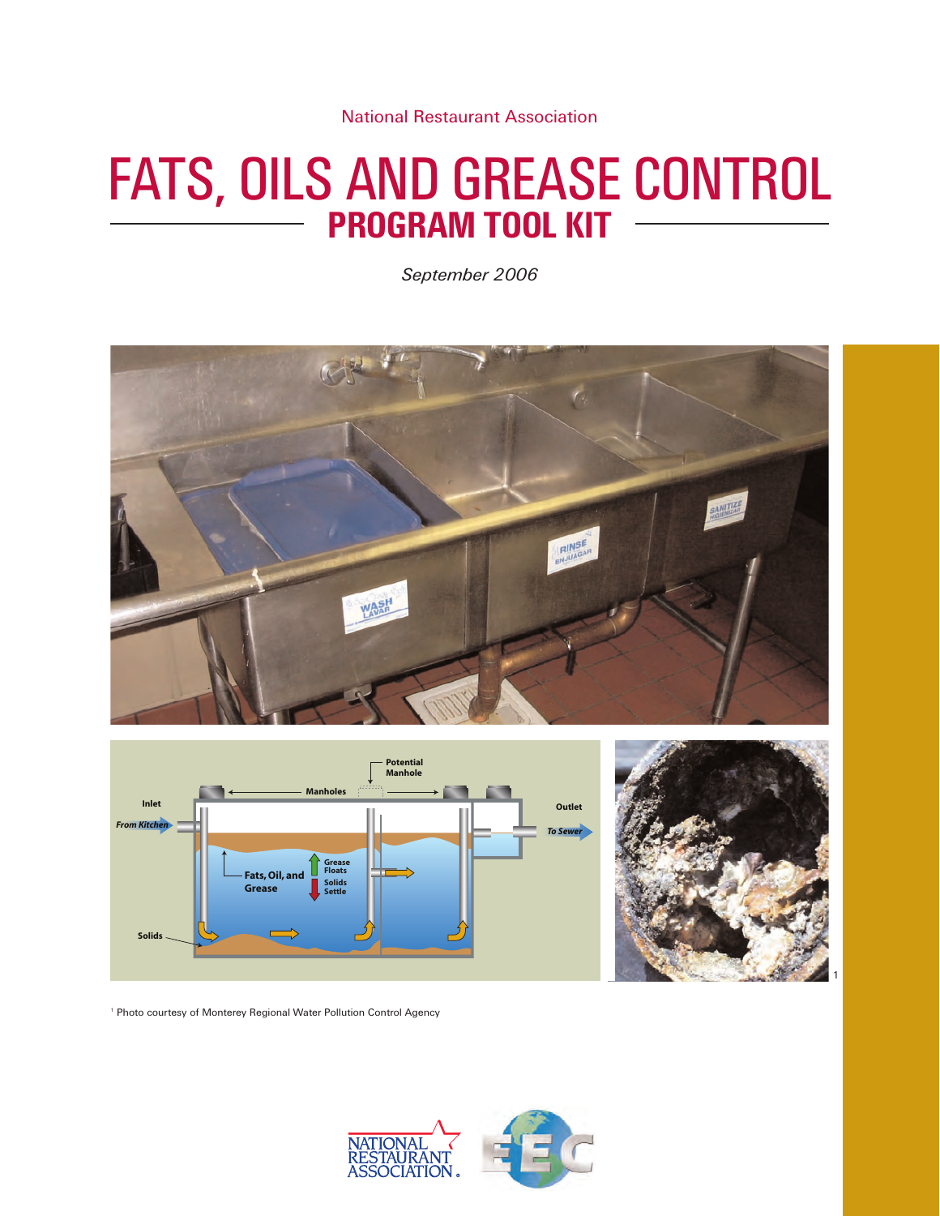National Restaurant Association

# FATS, OILS AND GREASE CONTROL
## PROGRAM TOOL KIT

*September 2006*

[1] Photo courtesy of Monterey Regional Water Pollution Control Agency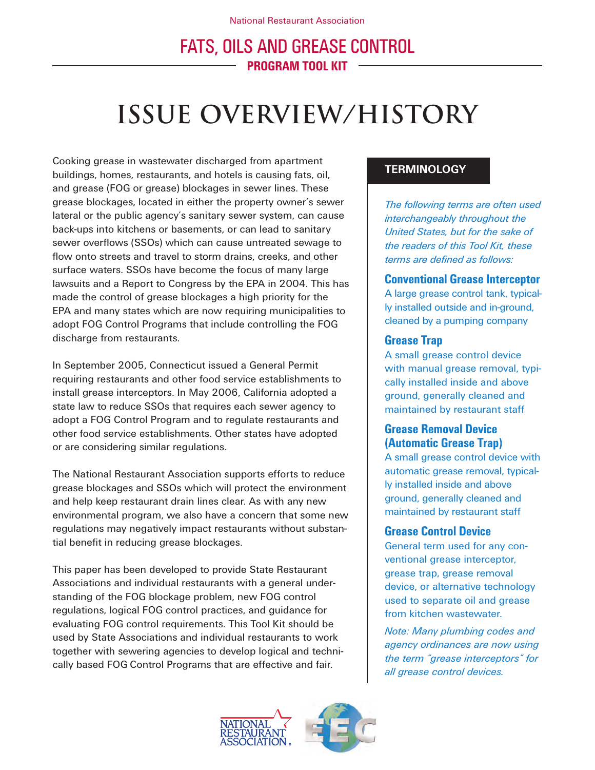# ISSUE OVERVIEW/HISTORY

Cooking grease in wastewater discharged from apartment buildings, homes, restaurants, and hotels is causing fats, oil, and grease (FOG or grease) blockages in sewer lines. These grease blockages, located in either the property owner's sewer lateral or the public agency's sanitary sewer system, can cause back-ups into kitchens or basements, or can lead to sanitary sewer overflows (SSOs) which can cause untreated sewage to flow onto streets and travel to storm drains, creeks, and other surface waters. SSOs have become the focus of many large lawsuits and a Report to Congress by the EPA in 2004. This has made the control of grease blockages a high priority for the EPA and many states which are now requiring municipalities to adopt FOG Control Programs that include controlling the FOG discharge from restaurants.

In September 2005, Connecticut issued a General Permit requiring restaurants and other food service establishments to install grease interceptors. In May 2006, California adopted a state law to reduce SSOs that requires each sewer agency to adopt a FOG Control Program and to regulate restaurants and other food service establishments. Other states have adopted or are considering similar regulations.

The National Restaurant Association supports efforts to reduce grease blockages and SSOs which will protect the environment and help keep restaurant drain lines clear. As with any new environmental program, we also have a concern that some new regulations may negatively impact restaurants without substantial benefit in reducing grease blockages.

This paper has been developed to provide State Restaurant Associations and individual restaurants with a general understanding of the FOG blockage problem, new FOG control regulations, logical FOG control practices, and guidance for evaluating FOG control requirements. This Tool Kit should be used by State Associations and individual restaurants to work together with sewering agencies to develop logical and technically based FOG Control Programs that are effective and fair.

## TERMINOLOGY

*The following terms are often used interchangeably throughout the United States, but for the sake of the readers of this Tool Kit, these terms are defined as follows:*

### Conventional Grease Interceptor

A large grease control tank, typically installed outside and in-ground, cleaned by a pumping company

### Grease Trap

A small grease control device with manual grease removal, typically installed inside and above ground, generally cleaned and maintained by restaurant staff

### Grease Removal Device (Automatic Grease Trap)

A small grease control device with automatic grease removal, typically installed inside and above ground, generally cleaned and maintained by restaurant staff

### Grease Control Device

General term used for any conventional grease interceptor, grease trap, grease removal device, or alternative technology used to separate oil and grease from kitchen wastewater.

*Note: Many plumbing codes and agency ordinances are now using the term "grease interceptors" for all grease control devices.*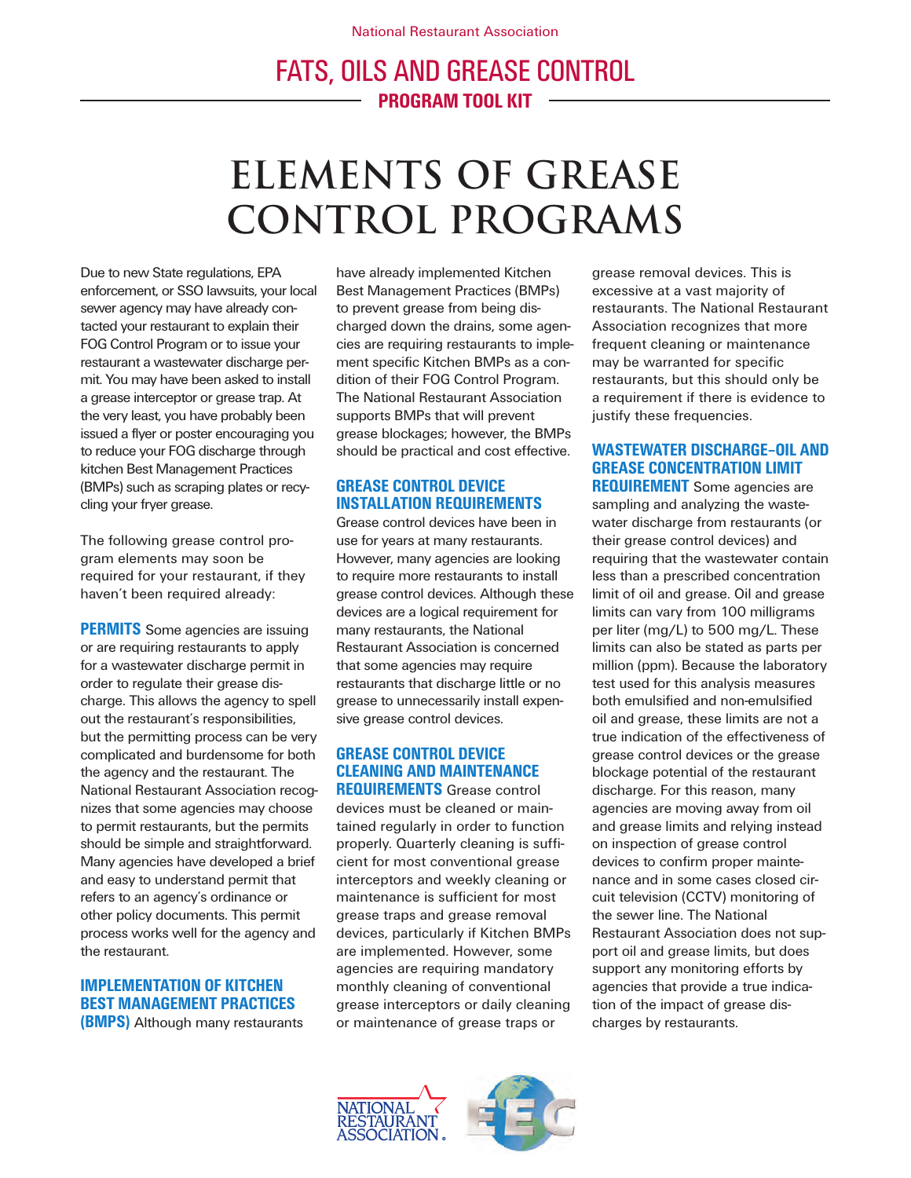# ELEMENTS OF GREASE CONTROL PROGRAMS

Due to new State regulations, EPA enforcement, or SSO lawsuits, your local sewer agency may have already contacted your restaurant to explain their FOG Control Program or to issue your restaurant a wastewater discharge permit. You may have been asked to install a grease interceptor or grease trap. At the very least, you have probably been issued a flyer or poster encouraging you to reduce your FOG discharge through kitchen Best Management Practices (BMPs) such as scraping plates or recycling your fryer grease.

The following grease control program elements may soon be required for your restaurant, if they haven't been required already:

**PERMITS** Some agencies are issuing or are requiring restaurants to apply for a wastewater discharge permit in order to regulate their grease discharge. This allows the agency to spell out the restaurant's responsibilities, but the permitting process can be very complicated and burdensome for both the agency and the restaurant. The National Restaurant Association recognizes that some agencies may choose to permit restaurants, but the permits should be simple and straightforward. Many agencies have developed a brief and easy to understand permit that refers to an agency's ordinance or other policy documents. This permit process works well for the agency and the restaurant.

**IMPLEMENTATION OF KITCHEN BEST MANAGEMENT PRACTICES (BMPS)** Although many restaurants have already implemented Kitchen Best Management Practices (BMPs) to prevent grease from being discharged down the drains, some agencies are requiring restaurants to implement specific Kitchen BMPs as a condition of their FOG Control Program. The National Restaurant Association supports BMPs that will prevent grease blockages; however, the BMPs should be practical and cost effective.

**GREASE CONTROL DEVICE INSTALLATION REQUIREMENTS**

Grease control devices have been in use for years at many restaurants. However, many agencies are looking to require more restaurants to install grease control devices. Although these devices are a logical requirement for many restaurants, the National Restaurant Association is concerned that some agencies may require restaurants that discharge little or no grease to unnecessarily install expensive grease control devices.

**GREASE CONTROL DEVICE CLEANING AND MAINTENANCE REQUIREMENTS** Grease control devices must be cleaned or maintained regularly in order to function properly. Quarterly cleaning is sufficient for most conventional grease interceptors and weekly cleaning or maintenance is sufficient for most grease traps and grease removal devices, particularly if Kitchen BMPs are implemented. However, some agencies are requiring mandatory monthly cleaning of conventional grease interceptors or daily cleaning or maintenance of grease traps or grease removal devices. This is excessive at a vast majority of restaurants. The National Restaurant Association recognizes that more frequent cleaning or maintenance may be warranted for specific restaurants, but this should only be a requirement if there is evidence to justify these frequencies.

**WASTEWATER DISCHARGE-OIL AND GREASE CONCENTRATION LIMIT REQUIREMENT** Some agencies are sampling and analyzing the wastewater discharge from restaurants (or their grease control devices) and requiring that the wastewater contain less than a prescribed concentration limit of oil and grease. Oil and grease limits can vary from 100 milligrams per liter (mg/L) to 500 mg/L. These limits can also be stated as parts per million (ppm). Because the laboratory test used for this analysis measures both emulsified and non-emulsified oil and grease, these limits are not a true indication of the effectiveness of grease control devices or the grease blockage potential of the restaurant discharge. For this reason, many agencies are moving away from oil and grease limits and relying instead on inspection of grease control devices to confirm proper maintenance and in some cases closed circuit television (CCTV) monitoring of the sewer line. The National Restaurant Association does not support oil and grease limits, but does support any monitoring efforts by agencies that provide a true indication of the impact of grease discharges by restaurants.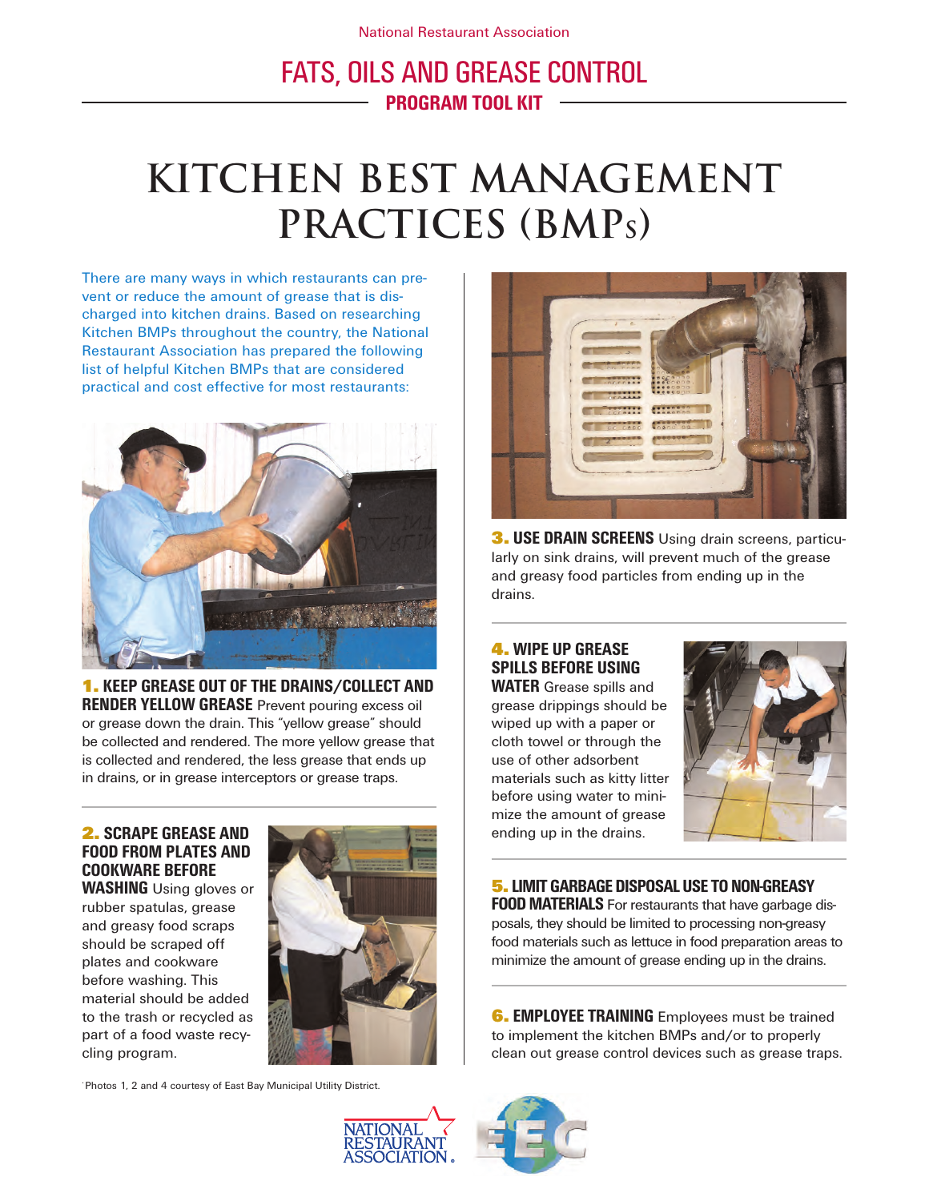National Restaurant Association

## FATS, OILS AND GREASE CONTROL

**PROGRAM TOOL KIT**

# KITCHEN BEST MANAGEMENT PRACTICES (BMPs)

There are many ways in which restaurants can prevent or reduce the amount of grease that is discharged into kitchen drains. Based on researching Kitchen BMPs throughout the country, the National Restaurant Association has prepared the following list of helpful Kitchen BMPs that are considered practical and cost effective for most restaurants:

**1. KEEP GREASE OUT OF THE DRAINS/COLLECT AND RENDER YELLOW GREASE** Prevent pouring excess oil or grease down the drain. This "yellow grease" should be collected and rendered. The more yellow grease that is collected and rendered, the less grease that ends up in drains, or in grease interceptors or grease traps.

**2. SCRAPE GREASE AND FOOD FROM PLATES AND COOKWARE BEFORE WASHING** Using gloves or rubber spatulas, grease and greasy food scraps should be scraped off plates and cookware before washing. This material should be added to the trash or recycled as part of a food waste recycling program.

**3. USE DRAIN SCREENS** Using drain screens, particularly on sink drains, will prevent much of the grease and greasy food particles from ending up in the drains.

**4. WIPE UP GREASE SPILLS BEFORE USING WATER** Grease spills and grease drippings should be wiped up with a paper or cloth towel or through the use of other adsorbent materials such as kitty litter before using water to minimize the amount of grease ending up in the drains.

**5. LIMIT GARBAGE DISPOSAL USE TO NON-GREASY FOOD MATERIALS** For restaurants that have garbage disposals, they should be limited to processing non-greasy food materials such as lettuce in food preparation areas to minimize the amount of grease ending up in the drains.

**6. EMPLOYEE TRAINING** Employees must be trained to implement the kitchen BMPs and/or to properly clean out grease control devices such as grease traps.

Photos 1, 2 and 4 courtesy of East Bay Municipal Utility District.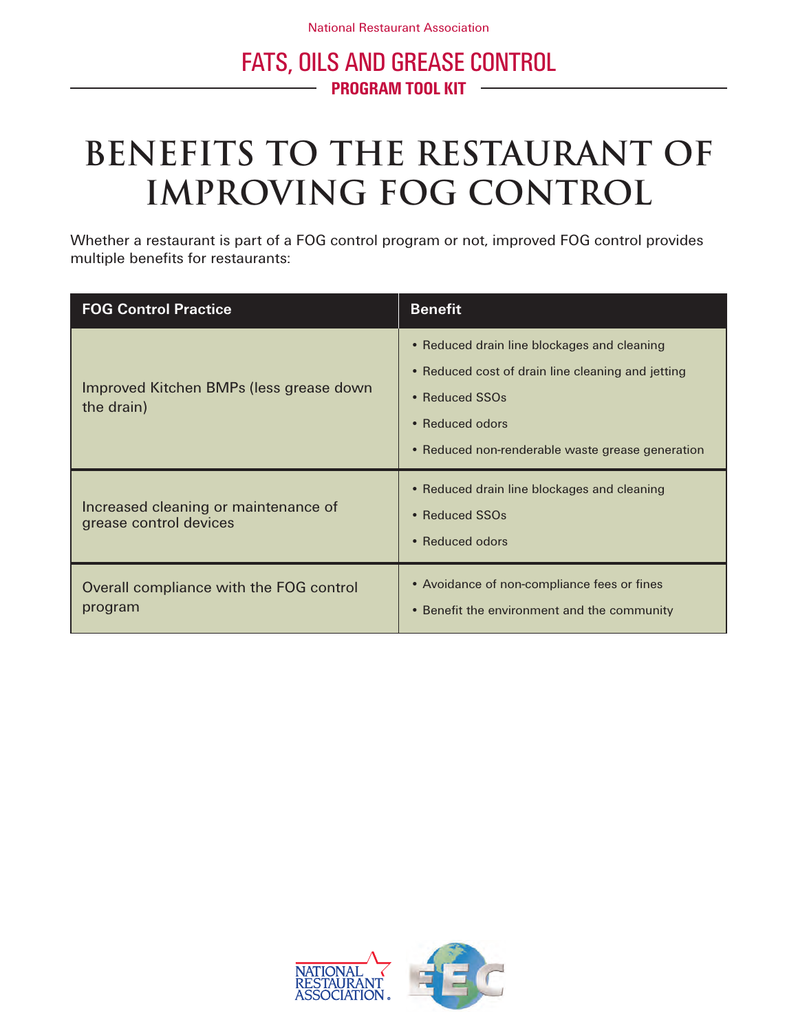# BENEFITS TO THE RESTAURANT OF IMPROVING FOG CONTROL

Whether a restaurant is part of a FOG control program or not, improved FOG control provides multiple benefits for restaurants:

| FOG Control Practice | Benefit |
| --- | --- |
| Improved Kitchen BMPs (less grease down the drain) | • Reduced drain line blockages and cleaning<br>• Reduced cost of drain line cleaning and jetting<br>• Reduced SSOs<br>• Reduced odors<br>• Reduced non-renderable waste grease generation |
| Increased cleaning or maintenance of grease control devices | • Reduced drain line blockages and cleaning<br>• Reduced SSOs<br>• Reduced odors |
| Overall compliance with the FOG control program | • Avoidance of non-compliance fees or fines<br>• Benefit the environment and the community |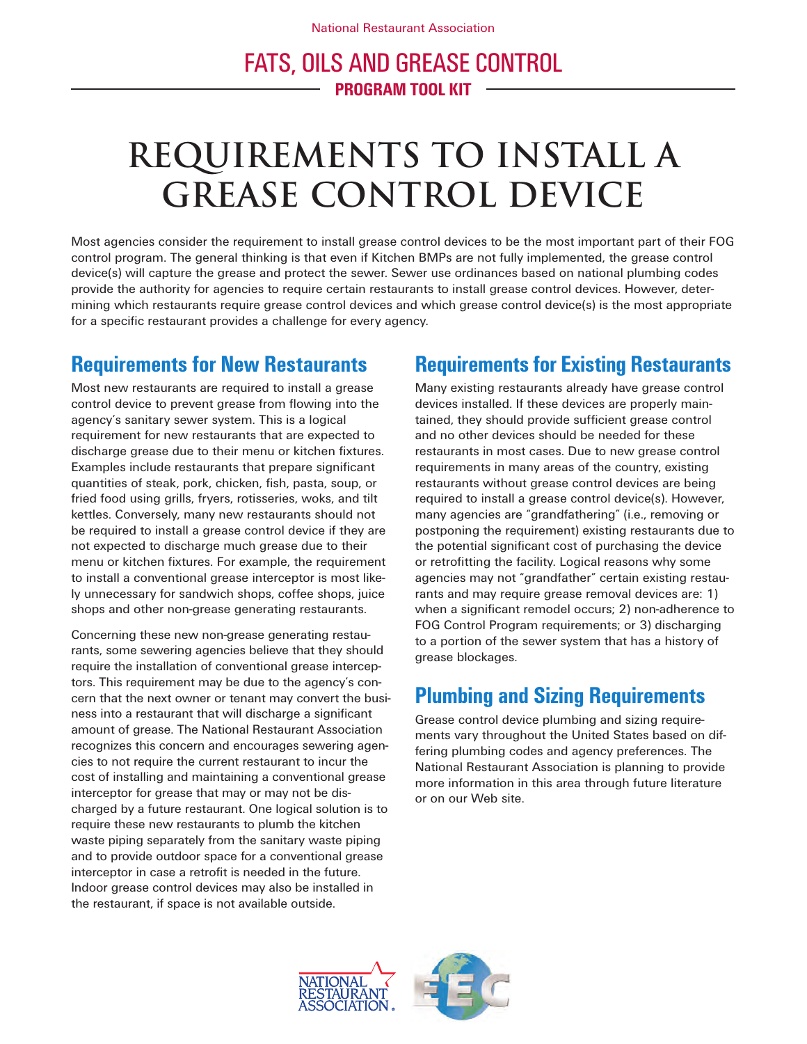# REQUIREMENTS TO INSTALL A GREASE CONTROL DEVICE

Most agencies consider the requirement to install grease control devices to be the most important part of their FOG control program. The general thinking is that even if Kitchen BMPs are not fully implemented, the grease control device(s) will capture the grease and protect the sewer. Sewer use ordinances based on national plumbing codes provide the authority for agencies to require certain restaurants to install grease control devices. However, determining which restaurants require grease control devices and which grease control device(s) is the most appropriate for a specific restaurant provides a challenge for every agency.

## Requirements for New Restaurants

Most new restaurants are required to install a grease control device to prevent grease from flowing into the agency's sanitary sewer system. This is a logical requirement for new restaurants that are expected to discharge grease due to their menu or kitchen fixtures. Examples include restaurants that prepare significant quantities of steak, pork, chicken, fish, pasta, soup, or fried food using grills, fryers, rotisseries, woks, and tilt kettles. Conversely, many new restaurants should not be required to install a grease control device if they are not expected to discharge much grease due to their menu or kitchen fixtures. For example, the requirement to install a conventional grease interceptor is most likely unnecessary for sandwich shops, coffee shops, juice shops and other non-grease generating restaurants.

Concerning these new non-grease generating restaurants, some sewering agencies believe that they should require the installation of conventional grease interceptors. This requirement may be due to the agency's concern that the next owner or tenant may convert the business into a restaurant that will discharge a significant amount of grease. The National Restaurant Association recognizes this concern and encourages sewering agencies to not require the current restaurant to incur the cost of installing and maintaining a conventional grease interceptor for grease that may or may not be discharged by a future restaurant. One logical solution is to require these new restaurants to plumb the kitchen waste piping separately from the sanitary waste piping and to provide outdoor space for a conventional grease interceptor in case a retrofit is needed in the future. Indoor grease control devices may also be installed in the restaurant, if space is not available outside.

## Requirements for Existing Restaurants

Many existing restaurants already have grease control devices installed. If these devices are properly maintained, they should provide sufficient grease control and no other devices should be needed for these restaurants in most cases. Due to new grease control requirements in many areas of the country, existing restaurants without grease control devices are being required to install a grease control device(s). However, many agencies are "grandfathering" (i.e., removing or postponing the requirement) existing restaurants due to the potential significant cost of purchasing the device or retrofitting the facility. Logical reasons why some agencies may not "grandfather" certain existing restaurants and may require grease removal devices are: 1) when a significant remodel occurs; 2) non-adherence to FOG Control Program requirements; or 3) discharging to a portion of the sewer system that has a history of grease blockages.

## Plumbing and Sizing Requirements

Grease control device plumbing and sizing requirements vary throughout the United States based on differing plumbing codes and agency preferences. The National Restaurant Association is planning to provide more information in this area through future literature or on our Web site.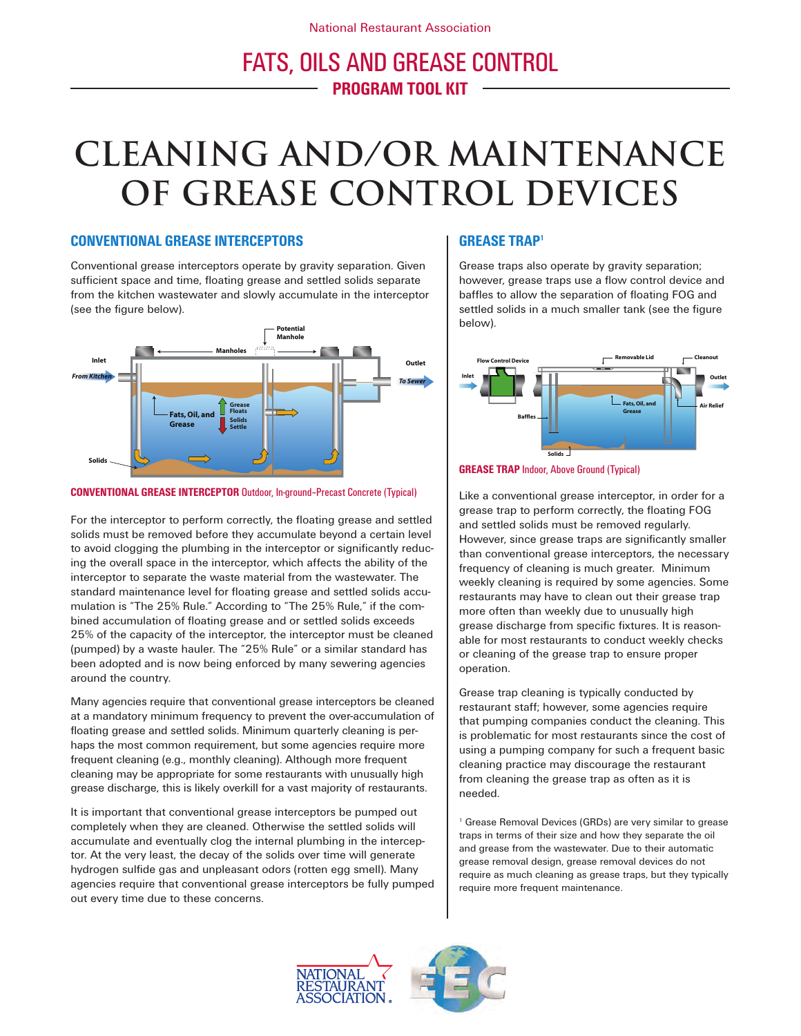# CLEANING AND/OR MAINTENANCE OF GREASE CONTROL DEVICES

## CONVENTIONAL GREASE INTERCEPTORS

Conventional grease interceptors operate by gravity separation. Given sufficient space and time, floating grease and settled solids separate from the kitchen wastewater and slowly accumulate in the interceptor (see the figure below).

**CONVENTIONAL GREASE INTERCEPTOR** Outdoor, In-ground–Precast Concrete (Typical)

For the interceptor to perform correctly, the floating grease and settled solids must be removed before they accumulate beyond a certain level to avoid clogging the plumbing in the interceptor or significantly reducing the overall space in the interceptor, which affects the ability of the interceptor to separate the waste material from the wastewater. The standard maintenance level for floating grease and settled solids accumulation is "The 25% Rule." According to "The 25% Rule," if the combined accumulation of floating grease and or settled solids exceeds 25% of the capacity of the interceptor, the interceptor must be cleaned (pumped) by a waste hauler. The "25% Rule" or a similar standard has been adopted and is now being enforced by many sewering agencies around the country.

Many agencies require that conventional grease interceptors be cleaned at a mandatory minimum frequency to prevent the over-accumulation of floating grease and settled solids. Minimum quarterly cleaning is perhaps the most common requirement, but some agencies require more frequent cleaning (e.g., monthly cleaning). Although more frequent cleaning may be appropriate for some restaurants with unusually high grease discharge, this is likely overkill for a vast majority of restaurants.

It is important that conventional grease interceptors be pumped out completely when they are cleaned. Otherwise the settled solids will accumulate and eventually clog the internal plumbing in the interceptor. At the very least, the decay of the solids over time will generate hydrogen sulfide gas and unpleasant odors (rotten egg smell). Many agencies require that conventional grease interceptors be fully pumped out every time due to these concerns.

## GREASE TRAP[1]

Grease traps also operate by gravity separation; however, grease traps use a flow control device and baffles to allow the separation of floating FOG and settled solids in a much smaller tank (see the figure below).

**GREASE TRAP** Indoor, Above Ground (Typical)

Like a conventional grease interceptor, in order for a grease trap to perform correctly, the floating FOG and settled solids must be removed regularly. However, since grease traps are significantly smaller than conventional grease interceptors, the necessary frequency of cleaning is much greater. Minimum weekly cleaning is required by some agencies. Some restaurants may have to clean out their grease trap more often than weekly due to unusually high grease discharge from specific fixtures. It is reasonable for most restaurants to conduct weekly checks or cleaning of the grease trap to ensure proper operation.

Grease trap cleaning is typically conducted by restaurant staff; however, some agencies require that pumping companies conduct the cleaning. This is problematic for most restaurants since the cost of using a pumping company for such a frequent basic cleaning practice may discourage the restaurant from cleaning the grease trap as often as it is needed.

[1] Grease Removal Devices (GRDs) are very similar to grease traps in terms of their size and how they separate the oil and grease from the wastewater. Due to their automatic grease removal design, grease removal devices do not require as much cleaning as grease traps, but they typically require more frequent maintenance.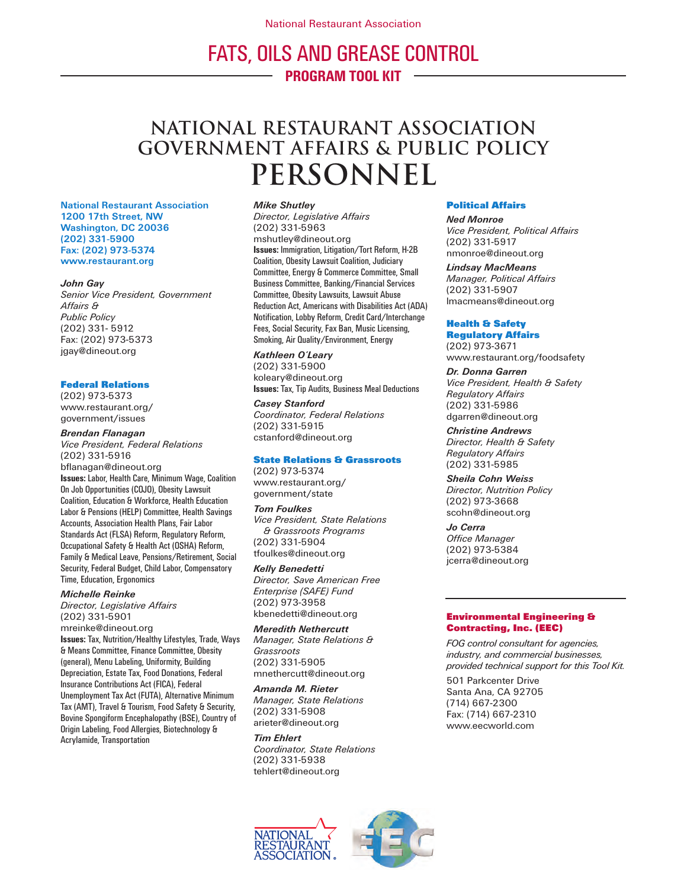# FATS, OILS AND GREASE CONTROL

## PROGRAM TOOL KIT

# NATIONAL RESTAURANT ASSOCIATION GOVERNMENT AFFAIRS & PUBLIC POLICY PERSONNEL

**National Restaurant Association**
**1200 17th Street, NW**
**Washington, DC 20036**
**(202) 331-5900**
**Fax: (202) 973-5374**
**www.restaurant.org**

***John Gay***
*Senior Vice President, Government Affairs & Public Policy*
(202) 331- 5912
Fax: (202) 973-5373
jgay@dineout.org

### Federal Relations

(202) 973-5373
www.restaurant.org/government/issues

***Brendan Flanagan***
*Vice President, Federal Relations*
(202) 331-5916
bflanagan@dineout.org
**Issues:** Labor, Health Care, Minimum Wage, Coalition On Job Opportunities (COJO), Obesity Lawsuit Coalition, Education & Workforce, Health Education Labor & Pensions (HELP) Committee, Health Savings Accounts, Association Health Plans, Fair Labor Standards Act (FLSA) Reform, Regulatory Reform, Occupational Safety & Health Act (OSHA) Reform, Family & Medical Leave, Pensions/Retirement, Social Security, Federal Budget, Child Labor, Compensatory Time, Education, Ergonomics

***Michelle Reinke***
*Director, Legislative Affairs*
(202) 331-5901
mreinke@dineout.org
**Issues:** Tax, Nutrition/Healthy Lifestyles, Trade, Ways & Means Committee, Finance Committee, Obesity (general), Menu Labeling, Uniformity, Building Depreciation, Estate Tax, Food Donations, Federal Insurance Contributions Act (FICA), Federal Unemployment Tax Act (FUTA), Alternative Minimum Tax (AMT), Travel & Tourism, Food Safety & Security, Bovine Spongiform Encephalopathy (BSE), Country of Origin Labeling, Food Allergies, Biotechnology & Acrylamide, Transportation

***Mike Shutley***
*Director, Legislative Affairs*
(202) 331-5963
mshutley@dineout.org
**Issues:** Immigration, Litigation/Tort Reform, H-2B Coalition, Obesity Lawsuit Coalition, Judiciary Committee, Energy & Commerce Committee, Small Business Committee, Banking/Financial Services Committee, Obesity Lawsuits, Lawsuit Abuse Reduction Act, Americans with Disabilities Act (ADA) Notification, Lobby Reform, Credit Card/Interchange Fees, Social Security, Fax Ban, Music Licensing, Smoking, Air Quality/Environment, Energy

***Kathleen O'Leary***
(202) 331-5900
koleary@dineout.org
**Issues:** Tax, Tip Audits, Business Meal Deductions

***Casey Stanford***
*Coordinator, Federal Relations*
(202) 331-5915
cstanford@dineout.org

### State Relations & Grassroots

(202) 973-5374
www.restaurant.org/government/state

***Tom Foulkes***
*Vice President, State Relations & Grassroots Programs*
(202) 331-5904
tfoulkes@dineout.org

***Kelly Benedetti***
*Director, Save American Free Enterprise (SAFE) Fund*
(202) 973-3958
kbenedetti@dineout.org

***Meredith Nethercutt***
*Manager, State Relations & Grassroots*
(202) 331-5905
mnethercutt@dineout.org

***Amanda M. Rieter***
*Manager, State Relations*
(202) 331-5908
arieter@dineout.org

***Tim Ehlert***
*Coordinator, State Relations*
(202) 331-5938
tehlert@dineout.org

### Political Affairs

***Ned Monroe***
*Vice President, Political Affairs*
(202) 331-5917
nmonroe@dineout.org

***Lindsay MacMeans***
*Manager, Political Affairs*
(202) 331-5907
lmacmeans@dineout.org

### Health & Safety Regulatory Affairs

(202) 973-3671
www.restaurant.org/foodsafety

***Dr. Donna Garren***
*Vice President, Health & Safety Regulatory Affairs*
(202) 331-5986
dgarren@dineout.org

***Christine Andrews***
*Director, Health & Safety Regulatory Affairs*
(202) 331-5985

***Sheila Cohn Weiss***
*Director, Nutrition Policy*
(202) 973-3668
scohn@dineout.org

***Jo Cerra***
*Office Manager*
(202) 973-5384
jcerra@dineout.org

---

### Environmental Engineering & Contracting, Inc. (EEC)

*FOG control consultant for agencies, industry, and commercial businesses, provided technical support for this Tool Kit.*

501 Parkcenter Drive
Santa Ana, CA 92705
(714) 667-2300
Fax: (714) 667-2310
www.eecworld.com

NATIONAL RESTAURANT ASSOCIATION.

EEC